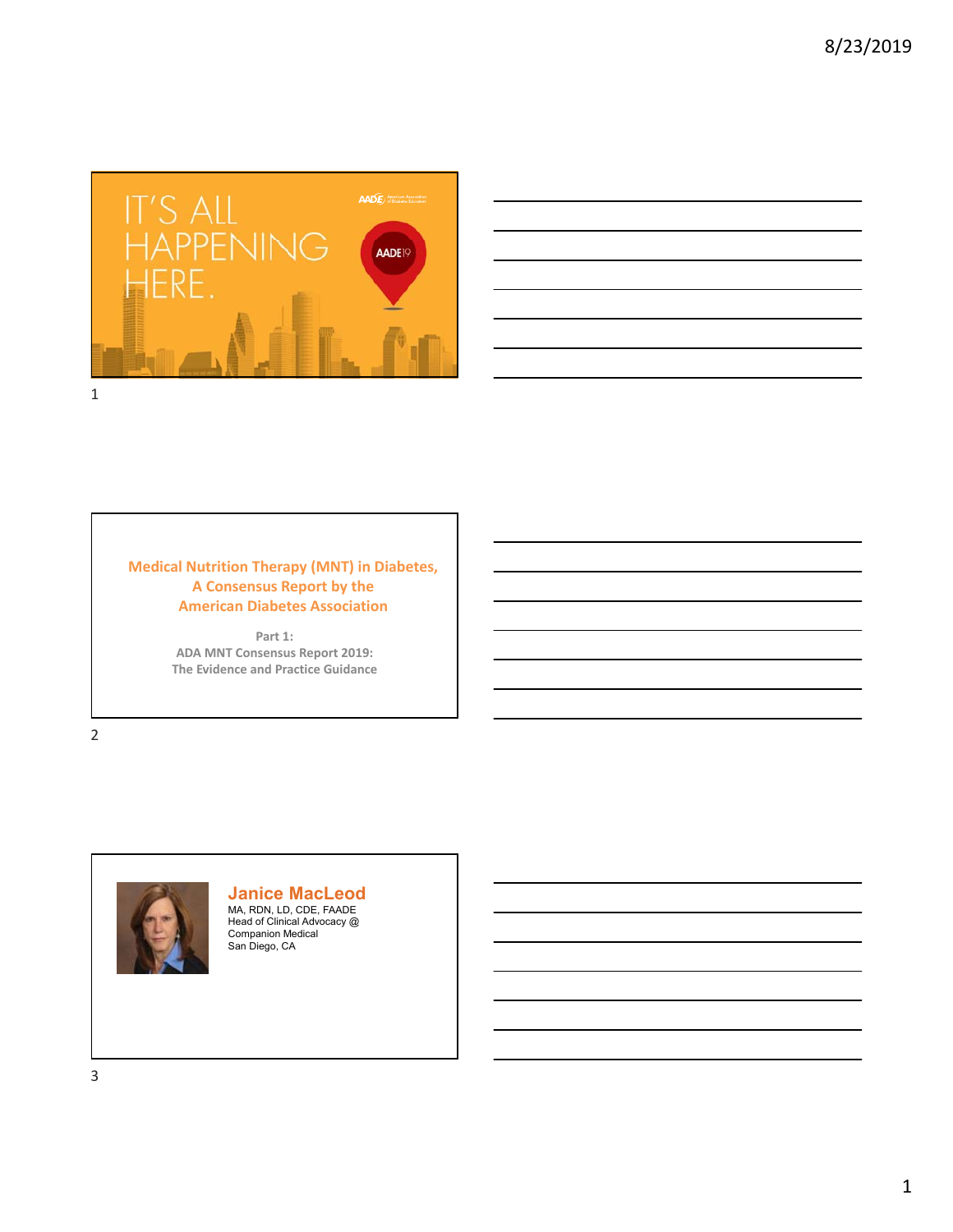IT'S ALL HAPPENING HERE.

AADE19

---

**Medical Nutrition Therapy (MNT) in Diabetes, A Consensus Report by the American Diabetes Association**

Part 1:
ADA MNT Consensus Report 2019:
The Evidence and Practice Guidance

---

**Janice MacLeod**
MA, RDN, LD, CDE, FAADE
Head of Clinical Advocacy @ Companion Medical
San Diego, CA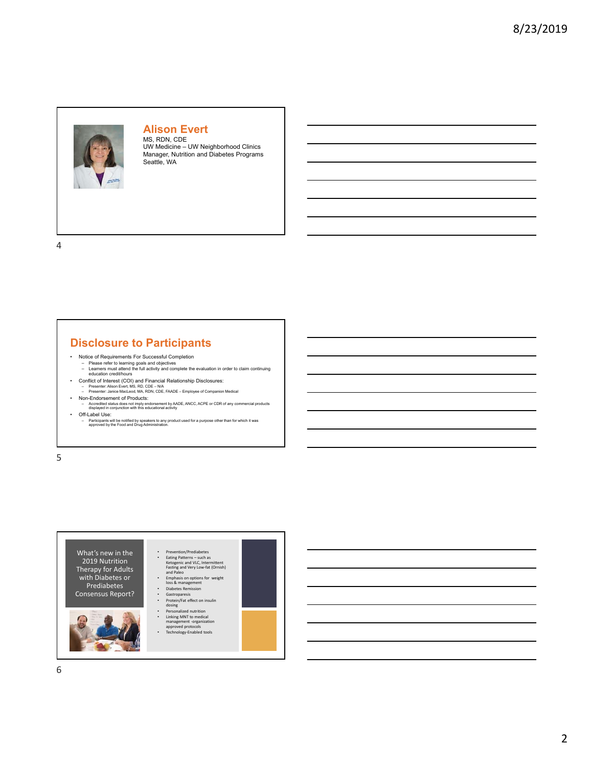## Alison Evert

MS, RDN, CDE
UW Medicine – UW Neighborhood Clinics
Manager, Nutrition and Diabetes Programs
Seattle, WA

## Disclosure to Participants

- Notice of Requirements For Successful Completion
  - Please refer to learning goals and objectives
  - Learners must attend the full activity and complete the evaluation in order to claim continuing education credit/hours
- Conflict of Interest (COI) and Financial Relationship Disclosures:
  - Presenter: Alison Evert, MS, RD, CDE – N/A
  - Presenter: Janice MacLeod, MA, RDN, CDE, FAADE – Employee of Companion Medical
- Non-Endorsement of Products:
  - Accredited status does not imply endorsement by AADE, ANCC, ACPE or CDR of any commercial products displayed in conjunction with this educational activity
- Off-Label Use:
  - Participants will be notified by speakers to any product used for a purpose other than for which it was approved by the Food and Drug Administration.

## What's new in the 2019 Nutrition Therapy for Adults with Diabetes or Prediabetes Consensus Report?

- Prevention/Prediabetes
- Eating Patterns – such as Ketogenic and VLC, Intermittent Fasting and Very Low-fat (Ornish) and Paleo
- Emphasis on options for weight loss & management
- Diabetes Remission
- Gastroparesis
- Protein/Fat effect on insulin dosing
- Personalized nutrition
- Linking MNT to medical management -organization approved protocols
- Technology-Enabled tools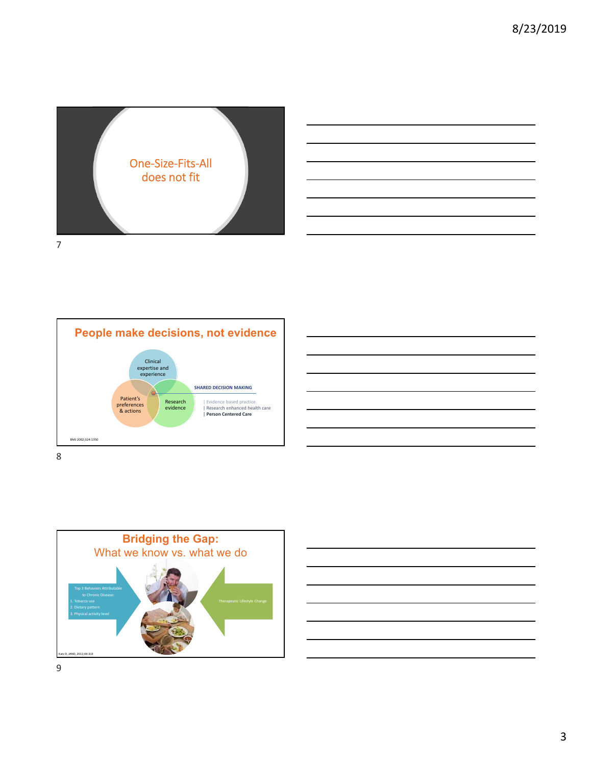## One-Size-Fits-All does not fit

## People make decisions, not evidence

Clinical expertise and experience

Patient's preferences & actions

Research evidence

**SHARED DECISION MAKING**

| Evidence based practice
| Research enhanced health care
| **Person Centered Care**

BMJ 2002;324:1350

## Bridging the Gap:
### What we know vs. what we do

Top 3 Behaviors Attributable to Chronic Disease:
1. Tobacco use
2. Dietary pattern
3. Physical activity level

Therapeutic Lifestyle Change

Katz D, JAND, 2012;XX:313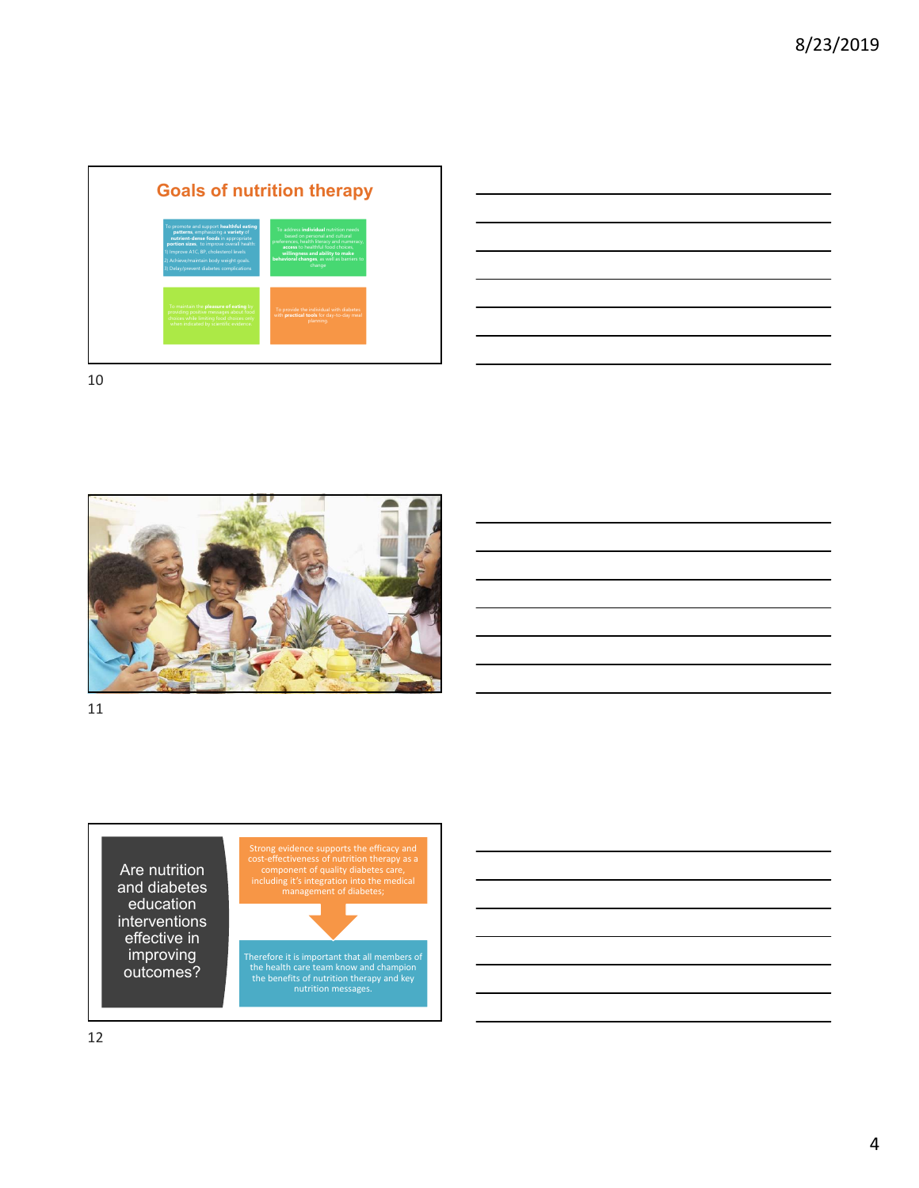## Goals of nutrition therapy

To promote and support **healthful eating patterns**, emphasizing a **variety** of **nutrient-dense foods** in appropriate **portion sizes**, to improve overall health
1) Improve A1C, BP, cholesterol levels
2) Achieve/maintain body weight goals
3) Delay/prevent diabetes complications

To address **individual** nutrition needs based on personal and cultural preferences, health literacy and numeracy, **access** to healthful food choices, **willingness and ability to make behavioral changes**, as well as barriers to change

To maintain the **pleasure of eating** by providing positive messages about food choices while limiting food choices only when indicated by scientific evidence.

To provide the individual with diabetes with **practical tools** for day-to-day meal planning.

---

## Are nutrition and diabetes education interventions effective in improving outcomes?

Strong evidence supports the efficacy and cost-effectiveness of nutrition therapy as a component of quality diabetes care, including it's integration into the medical management of diabetes;

Therefore it is important that all members of the health care team know and champion the benefits of nutrition therapy and key nutrition messages.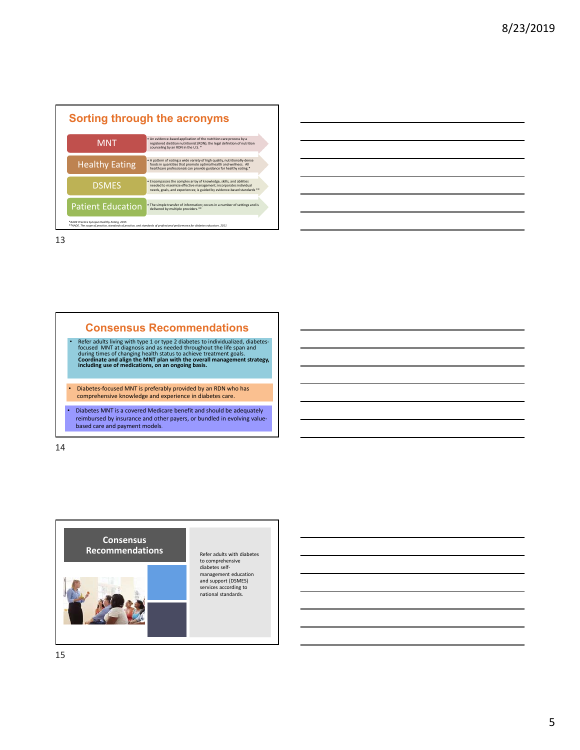## Sorting through the acronyms

| | |
|---|---|
| MNT | • An evidence-based application of the nutrition care process by a registered dietitian nutritionist (RDN); the legal definition of nutrition counseling by an RDN in the U.S. * |
| Healthy Eating | • A pattern of eating a wide variety of high quality, nutritionally-dense foods in quantities that promote optimal health and wellness. All healthcare professionals can provide guidance for healthy eating.* |
| DSMES | • Encompasses the complex array of knowledge, skills, and abilities needed to maximize effective management; incorporates individual needs, goals, and experiences; is guided by evidence-based standards ** |
| Patient Education | • The simple transfer of information; occurs in a number of settings and is delivered by multiple providers.** |

*\*AADE Practice Synopsis Healthy Eating, 2015*
*\*\*AADE. The scope of practice, standards of practice, and standards of professional performance for diabetes educators. 2011*

13

## Consensus Recommendations

- Refer adults living with type 1 or type 2 diabetes to individualized, diabetes-focused MNT at diagnosis and as needed throughout the life span and during times of changing health status to achieve treatment goals. **Coordinate and align the MNT plan with the overall management strategy, including use of medications, on an ongoing basis.**
- Diabetes-focused MNT is preferably provided by an RDN who has comprehensive knowledge and experience in diabetes care.
- Diabetes MNT is a covered Medicare benefit and should be adequately reimbursed by insurance and other payers, or bundled in evolving value-based care and payment models.

14

## Consensus Recommendations

Refer adults with diabetes to comprehensive diabetes self-management education and support (DSMES) services according to national standards.

15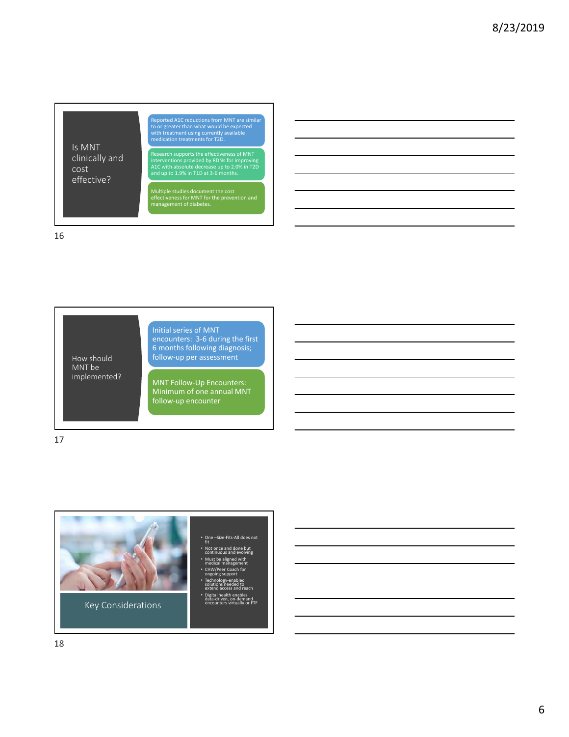## Is MNT clinically and cost effective?

- Reported A1C reductions from MNT are similar to or greater than what would be expected with treatment using currently available medication treatments for T2D.
- Research supports the effectiveness of MNT interventions provided by RDNs for improving A1C with absolute decrease up to 2.0% in T2D and up to 1.9% in T1D at 3-6 months.
- Multiple studies document the cost effectiveness for MNT for the prevention and management of diabetes.

## How should MNT be implemented?

- Initial series of MNT encounters: 3-6 during the first 6 months following diagnosis; follow-up per assessment
- MNT Follow-Up Encounters: Minimum of one annual MNT follow-up encounter

## Key Considerations

- One –Size-Fits-All does not fit
- Not once and done but continuous and evolving
- Must be aligned with medical management
- CHW/Peer Coach for ongoing support
- Technology-enabled solutions needed to extend access and reach
- Digital health enables data-driven, on-demand encounters virtually or FTF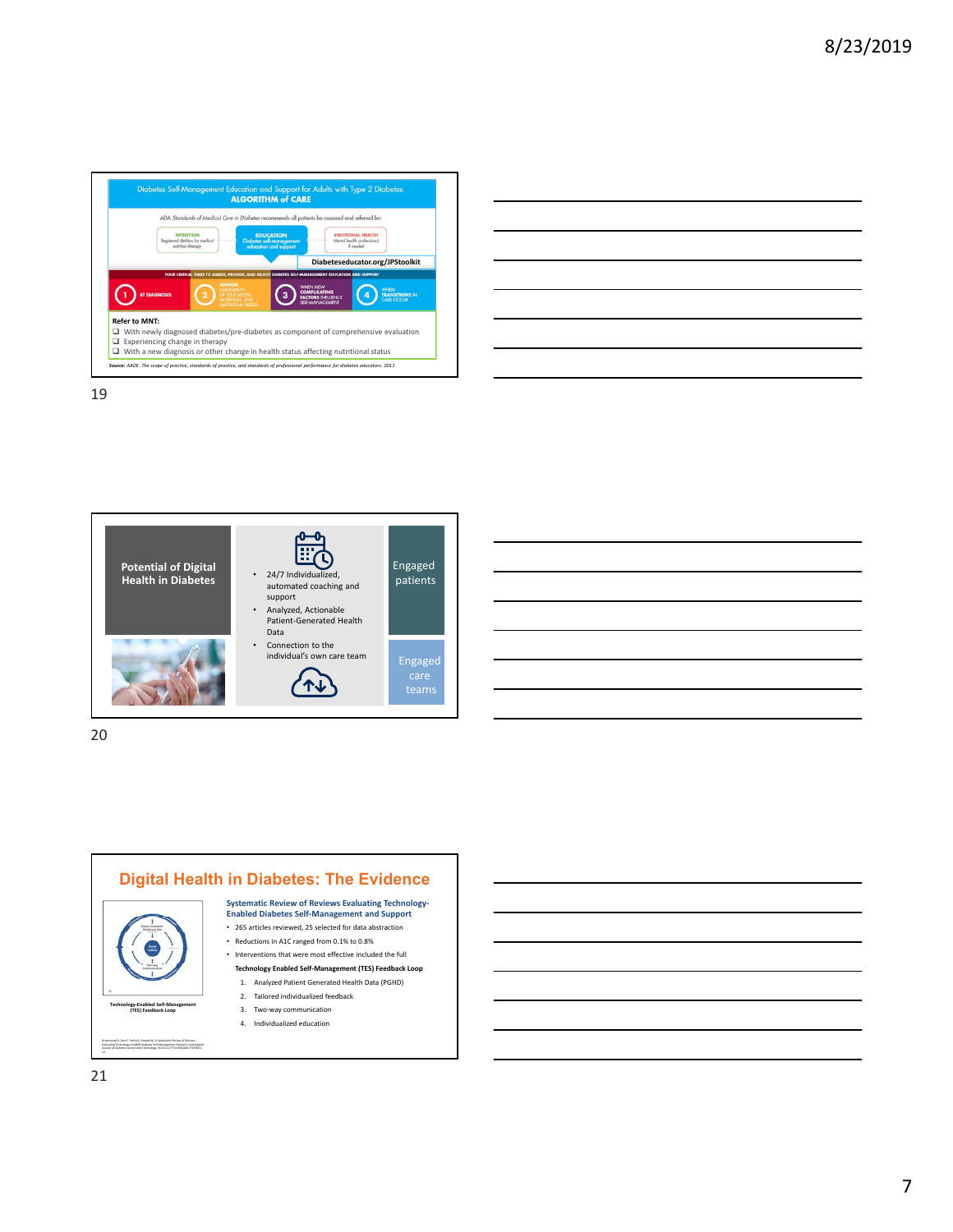## Diabetes Self-Management Education and Support for Adults with Type 2 Diabetes: ALGORITHM of CARE

ADA Standards of Medical Care in Diabetes recommends all patients be assessed and referred for:

- **NUTRITION** – Registered dietitian for medical nutrition therapy
- **EDUCATION** – Diabetes self-management education and support
- **EMOTIONAL HEALTH** – Mental health professional if needed

Diabeteseducator.org/JPStoolkit

FOUR CRITICAL TIMES TO ASSESS, PROVIDE, AND ADJUST DIABETES SELF-MANAGEMENT EDUCATION AND SUPPORT

1. AT DIAGNOSIS
2. ANNUAL ASSESSMENT OF EDUCATION, NUTRITION, AND EMOTIONAL NEEDS
3. WHEN NEW COMPLICATING FACTORS INFLUENCE SELF-MANAGEMENT
4. WHEN TRANSITIONS IN CARE OCCUR

**Refer to MNT:**

- ❑ With newly diagnosed diabetes/pre-diabetes as component of comprehensive evaluation
- ❑ Experiencing change in therapy
- ❑ With a new diagnosis or other change in health status affecting nutritional status

*Source: AADE. The scope of practice, standards of practice, and standards of professional performance for diabetes educators. 2011*

---

## Potential of Digital Health in Diabetes

- 24/7 Individualized, automated coaching and support
- Analyzed, Actionable Patient-Generated Health Data
- Connection to the individual's own care team

Engaged patients

Engaged care teams

---

## Digital Health in Diabetes: The Evidence

Technology-Enabled Self-Management (TES) Feedback Loop

**Systematic Review of Reviews Evaluating Technology-Enabled Diabetes Self-Management and Support**

- 265 articles reviewed, 25 selected for data abstraction
- Reductions in A1C ranged from 0.1% to 0.8%
- Interventions that were most effective included the full

**Technology Enabled Self-Management (TES) Feedback Loop**

1. Analyzed Patient Generated Health Data (PGHD)
2. Tailored individualized feedback
3. Two-way communication
4. Individualized education

Greenwood D, Gee P, Fatkin K, Peeples M. A Systematic Review of Reviews Evaluating Technology-Enabled Diabetes Self-Management Education and Support. Journal of Diabetes Science and Technology.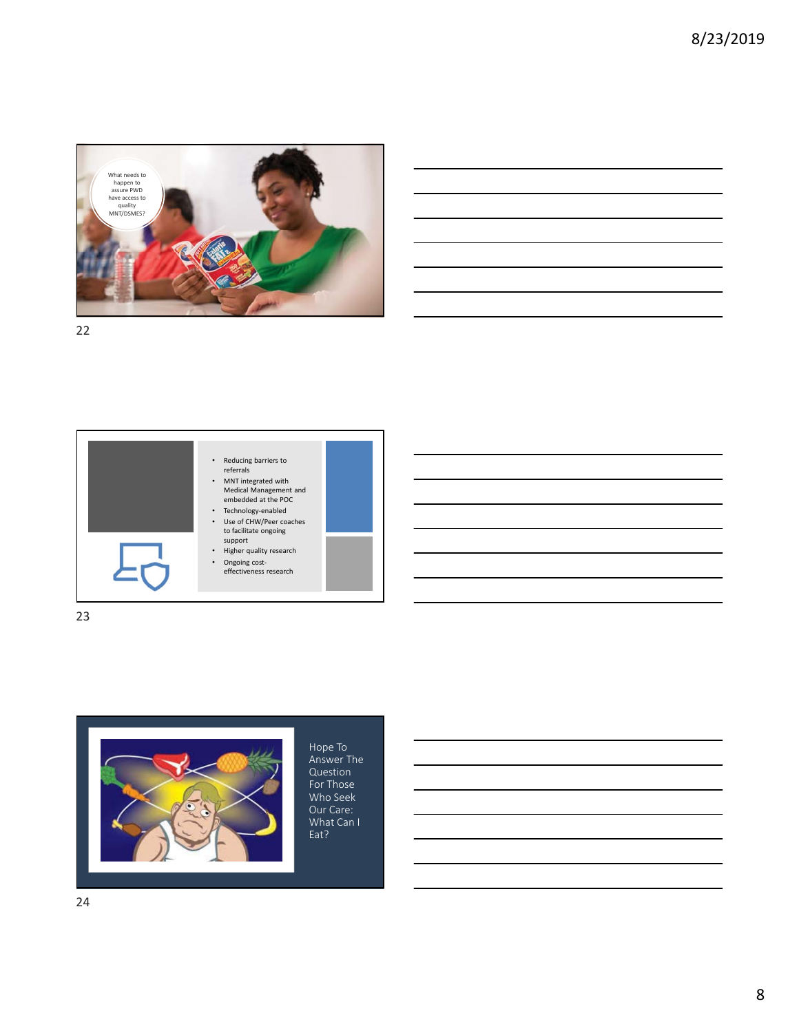What needs to happen to assure PWD have access to quality MNT/DSMES?

- Reducing barriers to referrals
- MNT integrated with Medical Management and embedded at the POC
- Technology-enabled
- Use of CHW/Peer coaches to facilitate ongoing support
- Higher quality research
- Ongoing cost-effectiveness research

Hope To Answer The Question For Those Who Seek Our Care: What Can I Eat?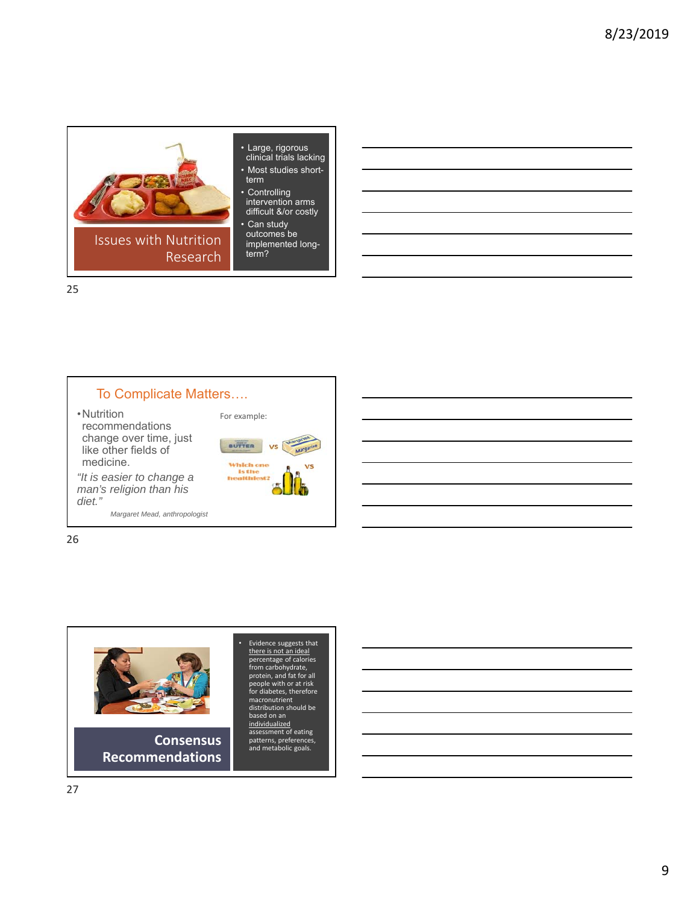## Issues with Nutrition Research

- Large, rigorous clinical trials lacking
- Most studies short-term
- Controlling intervention arms difficult &/or costly
- Can study outcomes be implemented long-term?

## To Complicate Matters….

- Nutrition recommendations change over time, just like other fields of medicine.

*"It is easier to change a man's religion than his diet."*

*Margaret Mead, anthropologist*

For example:

BUTTER vs Margarine

Which one is the healthiest? vs

## Consensus Recommendations

- Evidence suggests that there is not an ideal percentage of calories from carbohydrate, protein, and fat for all people with or at risk for diabetes, therefore macronutrient distribution should be based on an individualized assessment of eating patterns, preferences, and metabolic goals.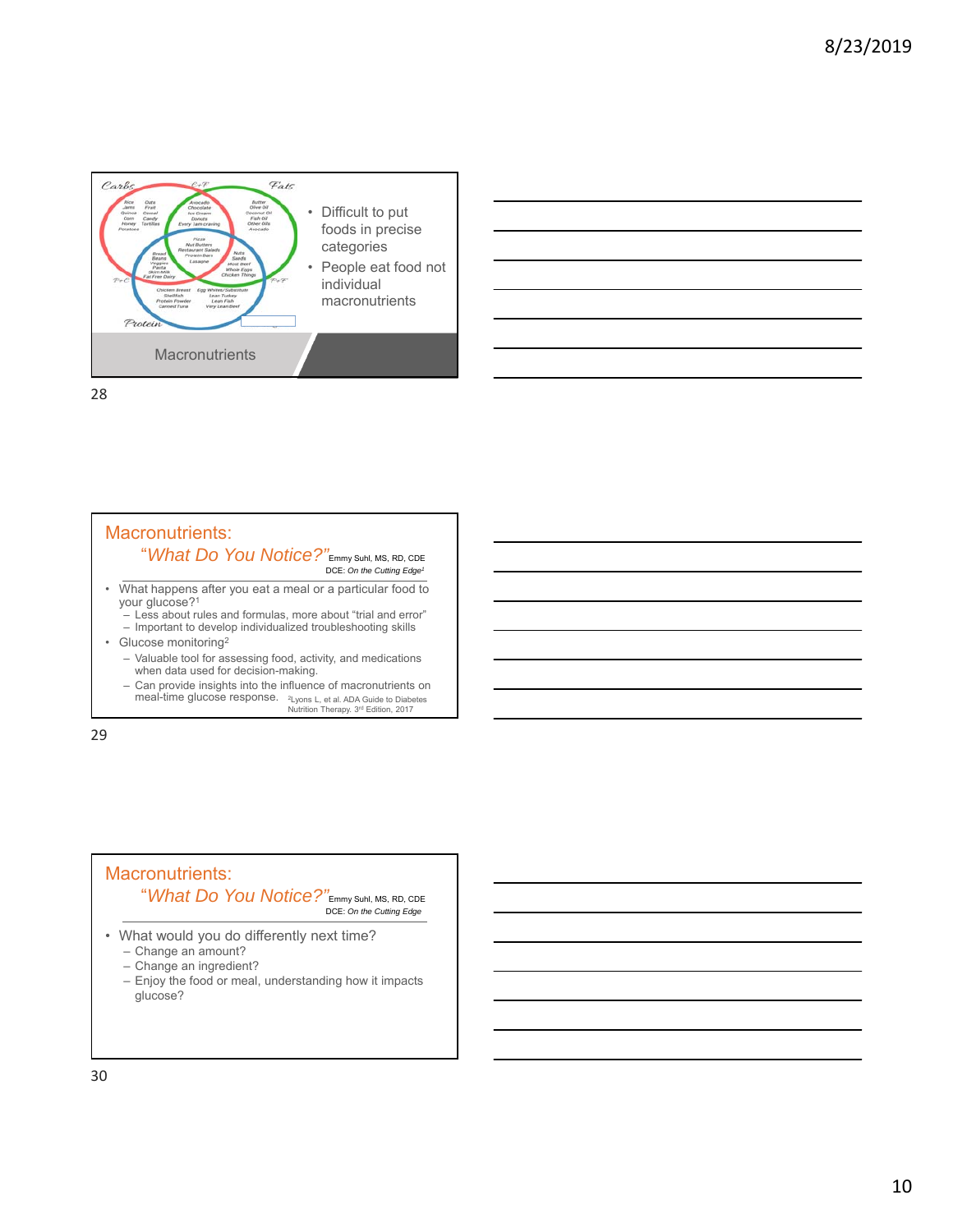## Macronutrients

- Difficult to put foods in precise categories
- People eat food not individual macronutrients

Carbs | C+F | Fats

Rice, Jams, Quinoa, Corn, Honey, Potatoes, Oats, Fruit, Cereal, Candy, Tortillas

Avocado, Chocolate, Ice Cream, Donuts, Every I am craving

Butter, Olive Oil, Coconut Oil, Fish Oil, Other Oils, Avocado

Pizza, Nut Butters, Restaurant Salads, Protein Bars, Lasagne

Bread, Beans, Veggies, Pasta, Skim Milk, Fat Free Dairy

Nuts, Seeds, Most Beef, Whole Eggs, Chicken Thighs

P+C | P+F

Chicken Breast, Shellfish, Protein Powder, Canned Tuna, Egg Whites/Substitute, Lean Turkey, Lean Fish, Very Lean Beef

Protein

---

## Macronutrients: *"What Do You Notice?"*

Emmy Suhl, MS, RD, CDE
DCE: *On the Cutting Edge*[1]

- What happens after you eat a meal or a particular food to your glucose?[1]
  - Less about rules and formulas, more about "trial and error"
  - Important to develop individualized troubleshooting skills
- Glucose monitoring[2]
  - Valuable tool for assessing food, activity, and medications when data used for decision-making.
  - Can provide insights into the influence of macronutrients on meal-time glucose response.

[2]Lyons L, et al. ADA Guide to Diabetes Nutrition Therapy. 3rd Edition, 2017

---

## Macronutrients: *"What Do You Notice?"*

Emmy Suhl, MS, RD, CDE
DCE: *On the Cutting Edge*

- What would you do differently next time?
  - Change an amount?
  - Change an ingredient?
  - Enjoy the food or meal, understanding how it impacts glucose?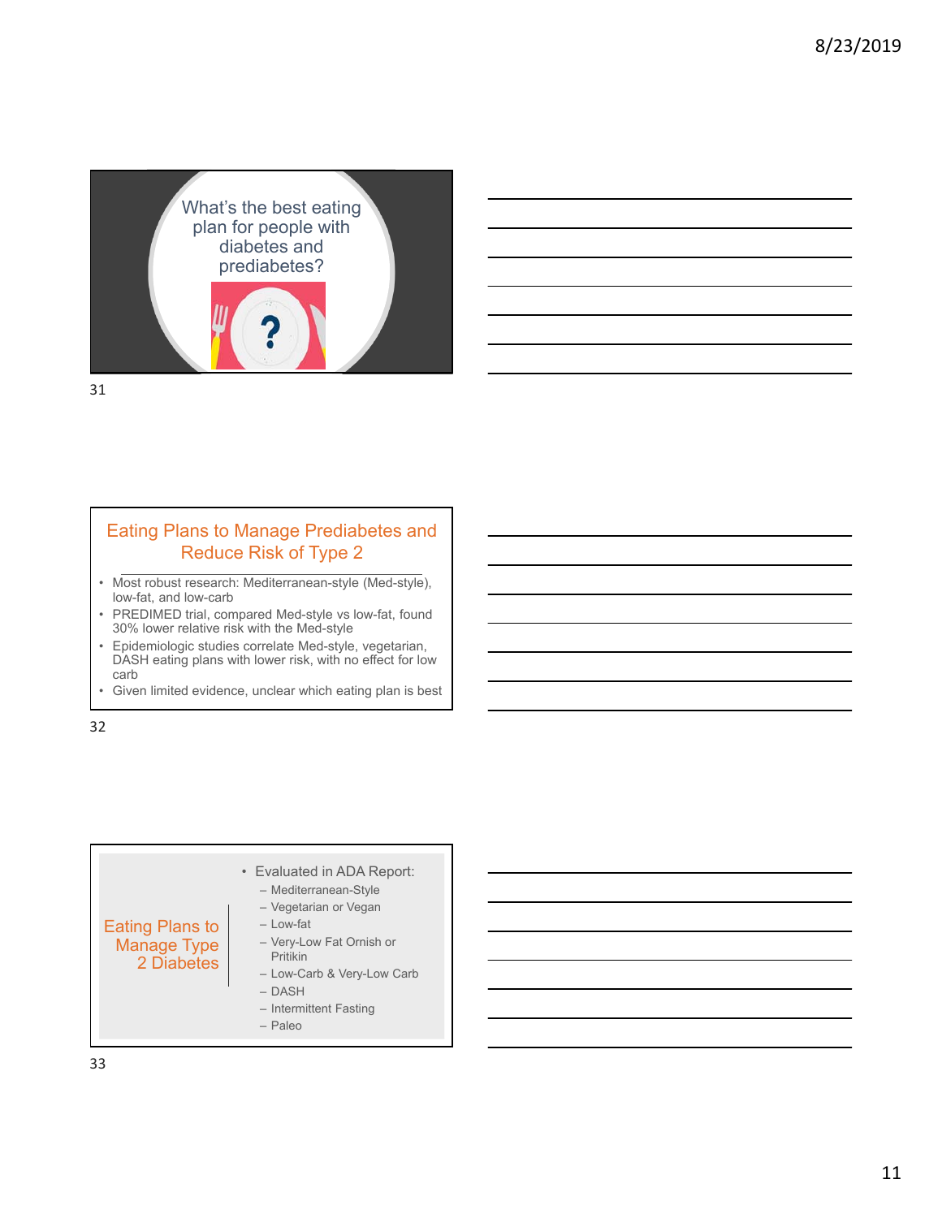## What's the best eating plan for people with diabetes and prediabetes?

31

## Eating Plans to Manage Prediabetes and Reduce Risk of Type 2

- Most robust research: Mediterranean-style (Med-style), low-fat, and low-carb
- PREDIMED trial, compared Med-style vs low-fat, found 30% lower relative risk with the Med-style
- Epidemiologic studies correlate Med-style, vegetarian, DASH eating plans with lower risk, with no effect for low carb
- Given limited evidence, unclear which eating plan is best

32

## Eating Plans to Manage Type 2 Diabetes

- Evaluated in ADA Report:
  - Mediterranean-Style
  - Vegetarian or Vegan
  - Low-fat
  - Very-Low Fat Ornish or Pritikin
  - Low-Carb & Very-Low Carb
  - DASH
  - Intermittent Fasting
  - Paleo

33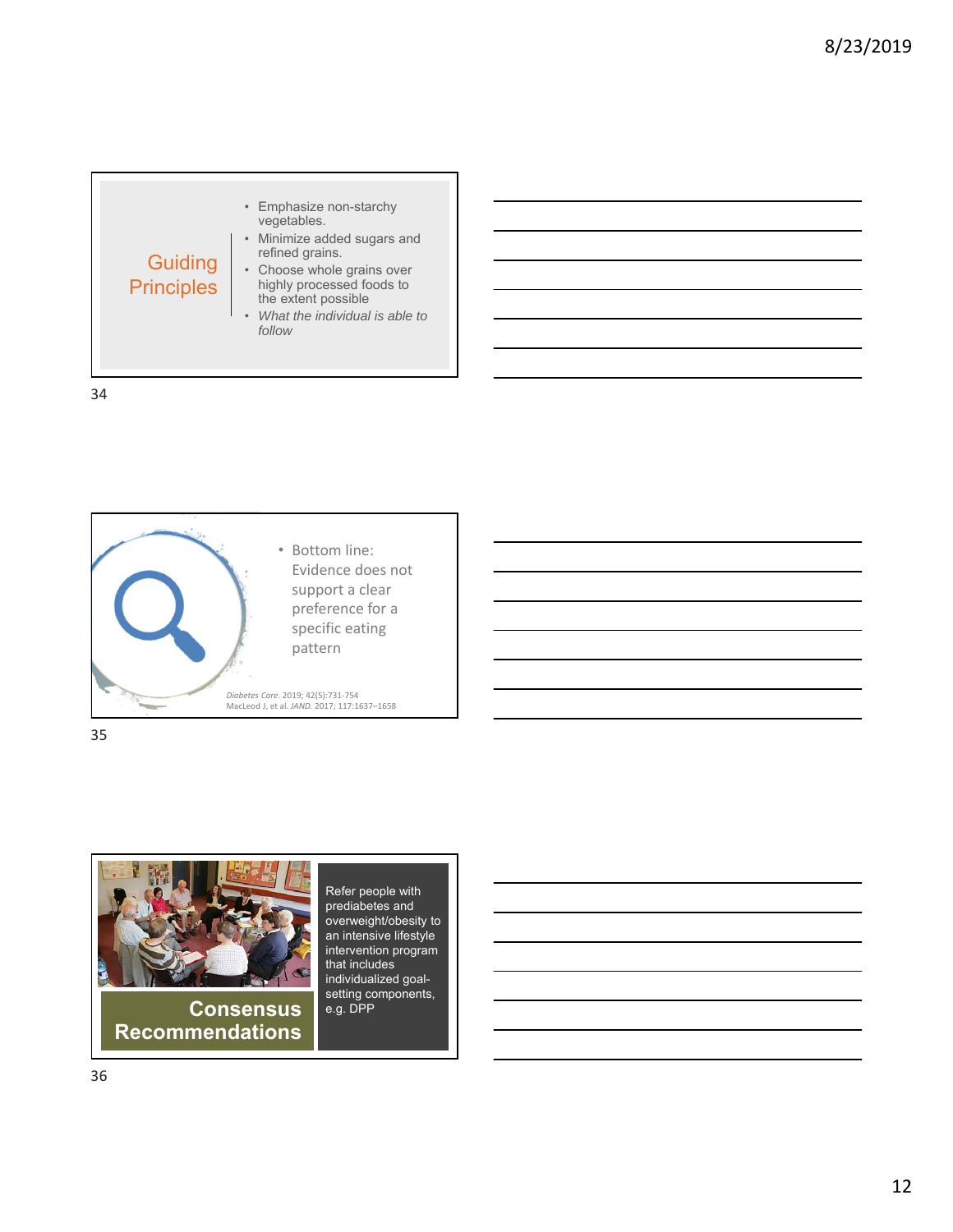## Guiding Principles

- Emphasize non-starchy vegetables.
- Minimize added sugars and refined grains.
- Choose whole grains over highly processed foods to the extent possible
- *What the individual is able to follow*

---

- Bottom line: Evidence does not support a clear preference for a specific eating pattern

*Diabetes Care*. 2019; 42(5):731-754
MacLeod J, et al. *JAND.* 2017; 117:1637–1658

---

## Consensus Recommendations

Refer people with prediabetes and overweight/obesity to an intensive lifestyle intervention program that includes individualized goal-setting components, e.g. DPP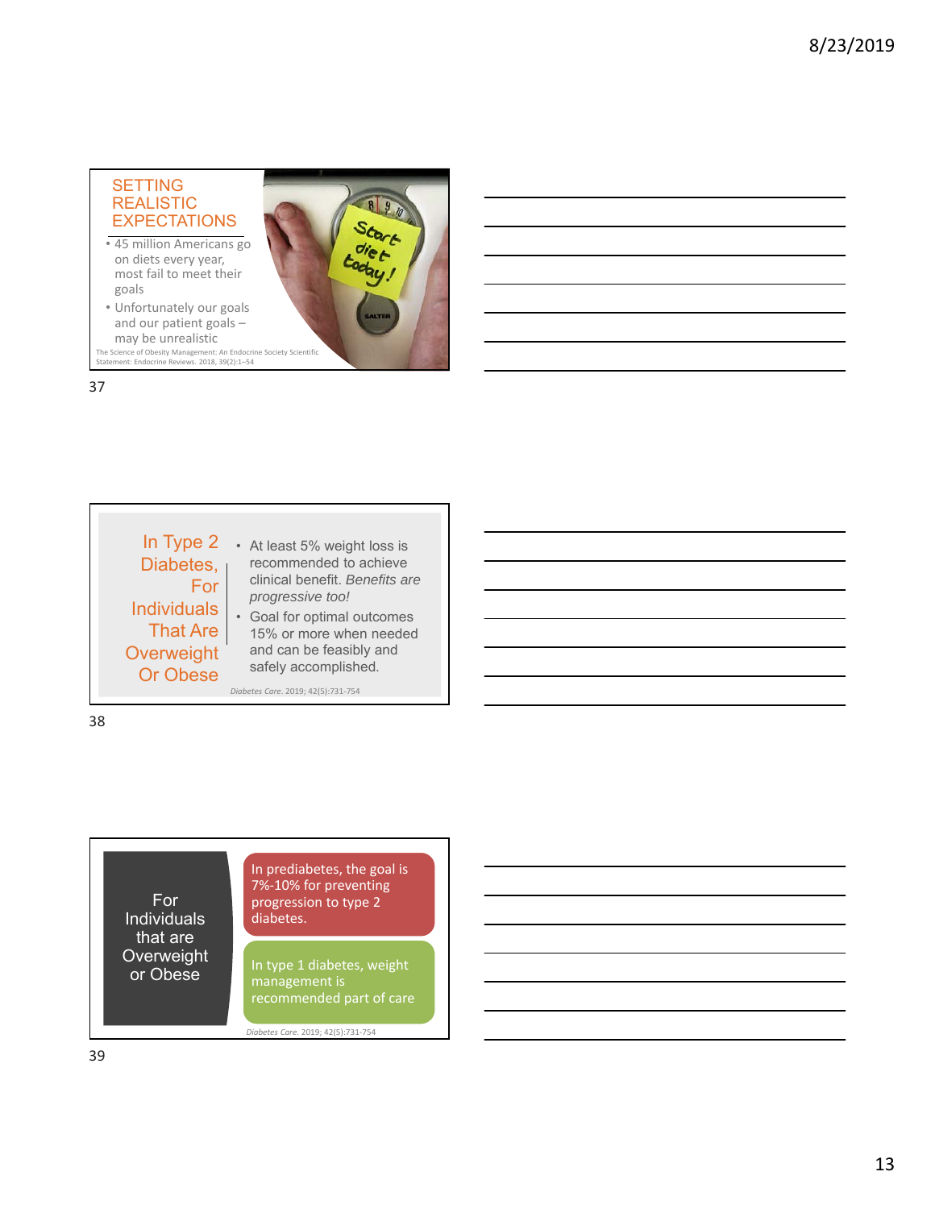## SETTING REALISTIC EXPECTATIONS

- 45 million Americans go on diets every year, most fail to meet their goals
- Unfortunately our goals and our patient goals – may be unrealistic

The Science of Obesity Management: An Endocrine Society Scientific Statement: Endocrine Reviews. 2018, 39(2):1–54

## In Type 2 Diabetes, For Individuals That Are Overweight Or Obese

- At least 5% weight loss is recommended to achieve clinical benefit. *Benefits are progressive too!*
- Goal for optimal outcomes 15% or more when needed and can be feasibly and safely accomplished.

*Diabetes Care*. 2019; 42(5):731-754

## For Individuals that are Overweight or Obese

- In prediabetes, the goal is 7%-10% for preventing progression to type 2 diabetes.
- In type 1 diabetes, weight management is recommended part of care

*Diabetes Care*. 2019; 42(5):731-754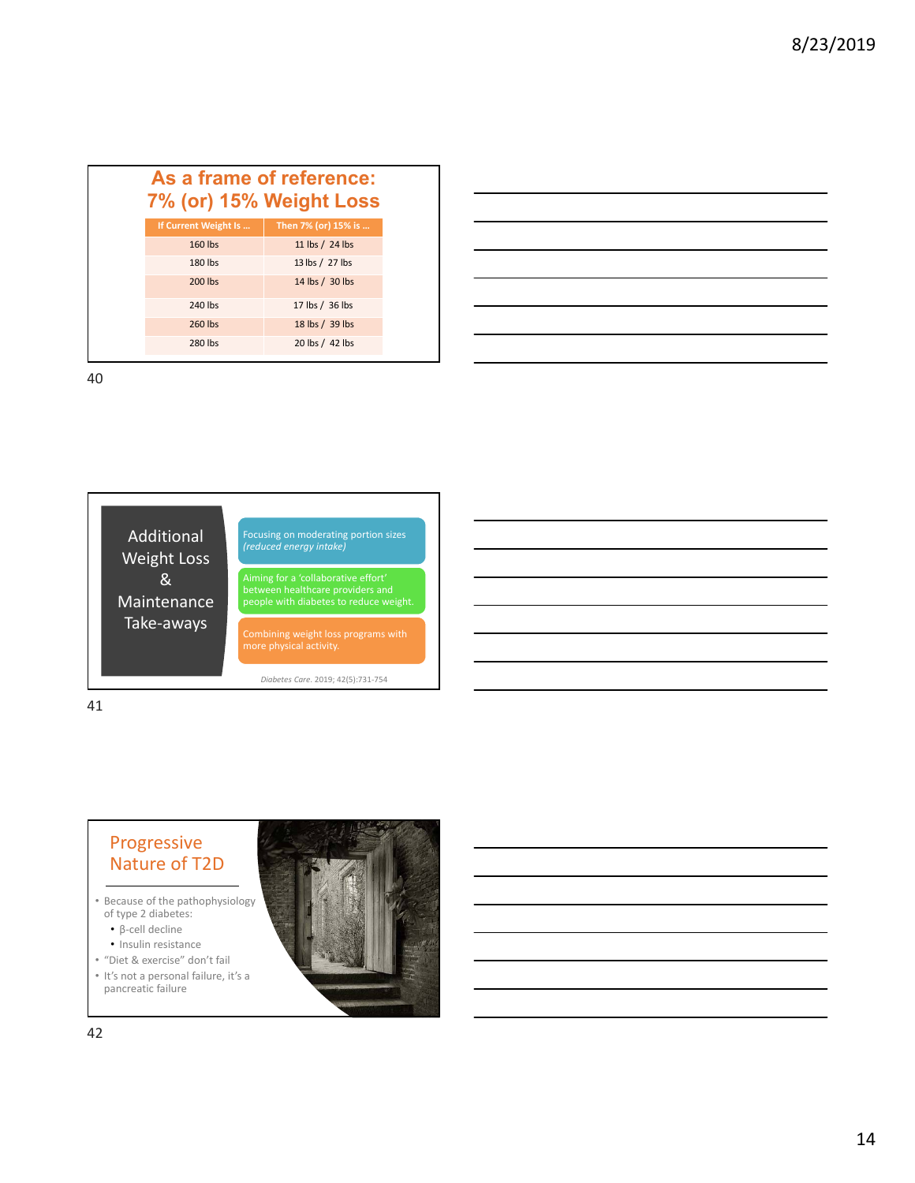## As a frame of reference: 7% (or) 15% Weight Loss

| If Current Weight Is … | Then 7% (or) 15% is … |
| --- | --- |
| 160 lbs | 11 lbs / 24 lbs |
| 180 lbs | 13 lbs / 27 lbs |
| 200 lbs | 14 lbs / 30 lbs |
| 240 lbs | 17 lbs / 36 lbs |
| 260 lbs | 18 lbs / 39 lbs |
| 280 lbs | 20 lbs / 42 lbs |

## Additional Weight Loss & Maintenance Take-aways

- Focusing on moderating portion sizes *(reduced energy intake)*
- Aiming for a 'collaborative effort' between healthcare providers and people with diabetes to reduce weight.
- Combining weight loss programs with more physical activity.

*Diabetes Care*. 2019; 42(5):731-754

## Progressive Nature of T2D

- Because of the pathophysiology of type 2 diabetes:
  - β-cell decline
  - Insulin resistance
- "Diet & exercise" don't fail
- It's not a personal failure, it's a pancreatic failure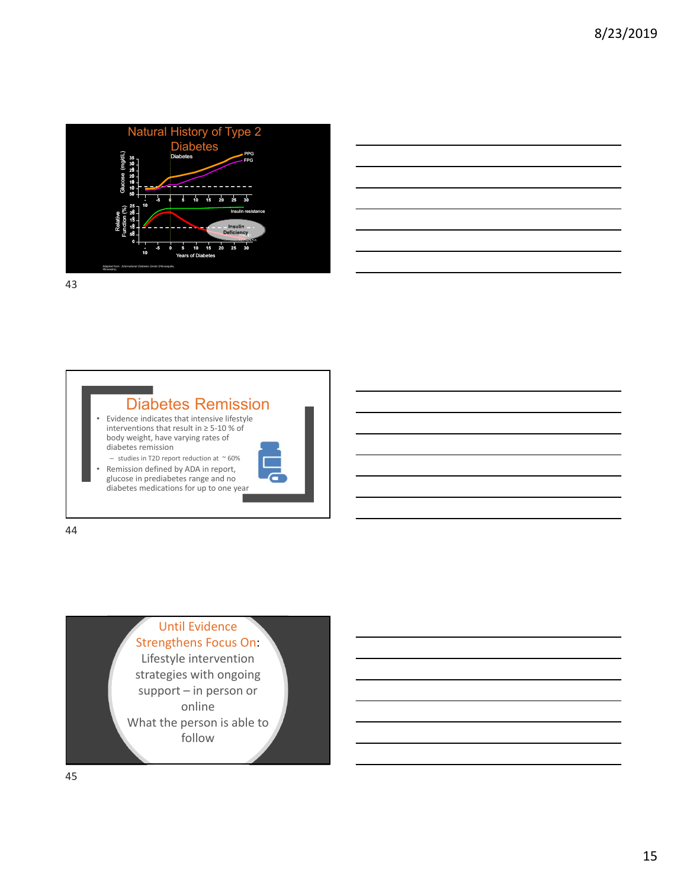## Natural History of Type 2 Diabetes

Diabetes

PPG

FPG

Glucose (mg/dL)

350
300
250
200
150
100
50

-10 -5 0 5 10 15 20 25 30

Relative Function (%)

250
200
150
100
50
0

Insulin resistance

Insulin Deficiency

-10 -5 0 5 10 15 20 25 30

Years of Diabetes

Adapted from: International Diabetes Center (Minneapolis, Minnesota)

## Diabetes Remission

- Evidence indicates that intensive lifestyle interventions that result in ≥ 5-10 % of body weight, have varying rates of diabetes remission
  - studies in T2D report reduction at ~ 60%
- Remission defined by ADA in report, glucose in prediabetes range and no diabetes medications for up to one year

Until Evidence Strengthens Focus On: Lifestyle intervention strategies with ongoing support – in person or online

What the person is able to follow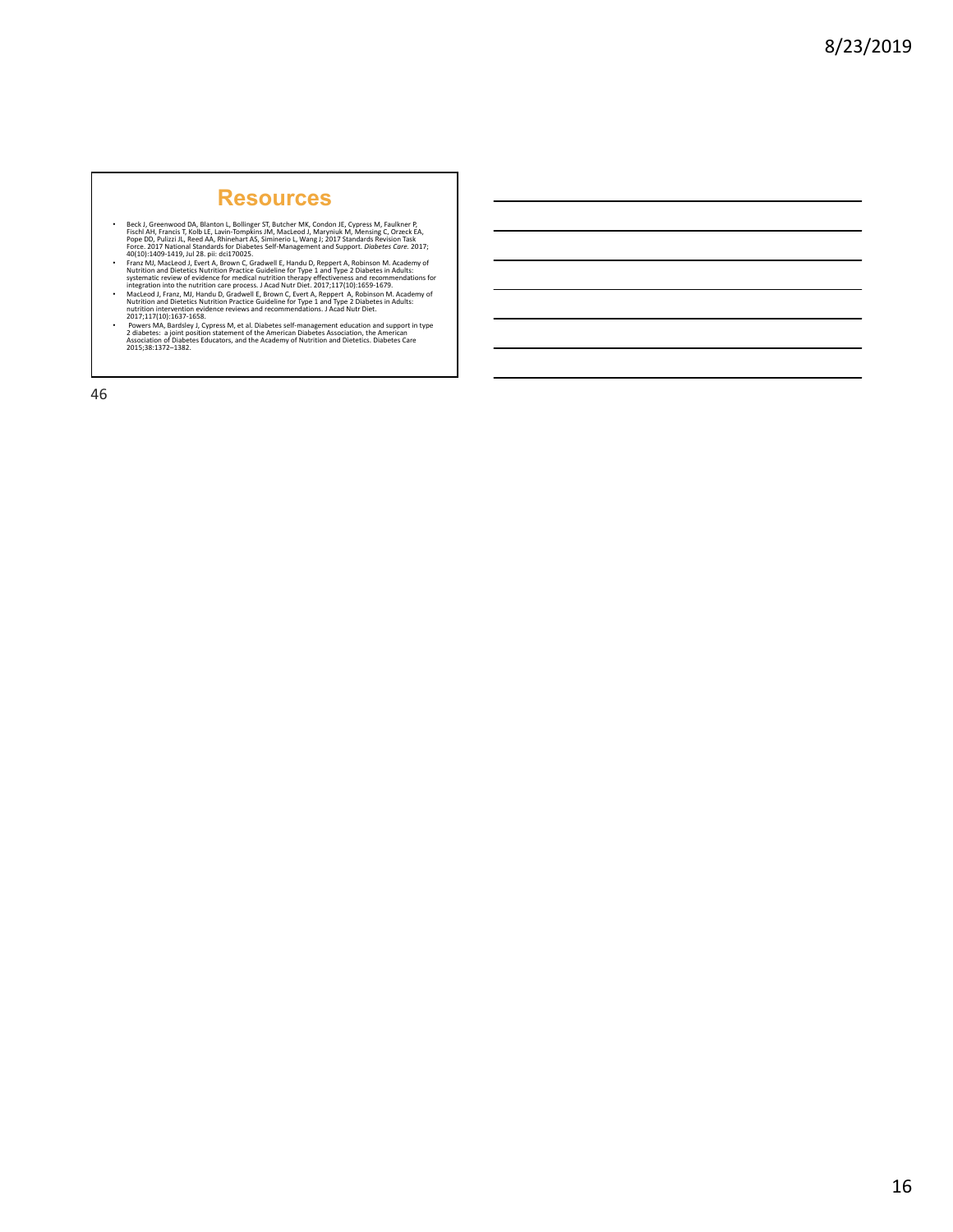# Resources

- Beck J, Greenwood DA, Blanton L, Bollinger ST, Butcher MK, Condon JE, Cypress M, Faulkner P, Fischl AH, Francis T, Kolb LE, Lavin-Tompkins JM, MacLeod J, Maryniuk M, Mensing C, Orzeck EA, Pope DD, Pulizzi JL, Reed AA, Rhinehart AS, Siminerio L, Wang J; 2017 Standards Revision Task Force. 2017 National Standards for Diabetes Self-Management and Support. *Diabetes Care.* 2017; 40(10):1409-1419, Jul 28. pii: dci170025.
- Franz MJ, MacLeod J, Evert A, Brown C, Gradwell E, Handu D, Reppert A, Robinson M. Academy of Nutrition and Dietetics Nutrition Practice Guideline for Type 1 and Type 2 Diabetes in Adults: systematic review of evidence for medical nutrition therapy effectiveness and recommendations for integration into the nutrition care process. J Acad Nutr Diet. 2017;117(10):1659-1679.
- MacLeod J, Franz, MJ, Handu D, Gradwell E, Brown C, Evert A, Reppert A, Robinson M. Academy of Nutrition and Dietetics Nutrition Practice Guideline for Type 1 and Type 2 Diabetes in Adults: nutrition intervention evidence reviews and recommendations. J Acad Nutr Diet. 2017;117(10):1637-1658.
- Powers MA, Bardsley J, Cypress M, et al. Diabetes self-management education and support in type 2 diabetes: a joint position statement of the American Diabetes Association, the American Association of Diabetes Educators, and the Academy of Nutrition and Dietetics. Diabetes Care 2015;38:1372–1382.

46